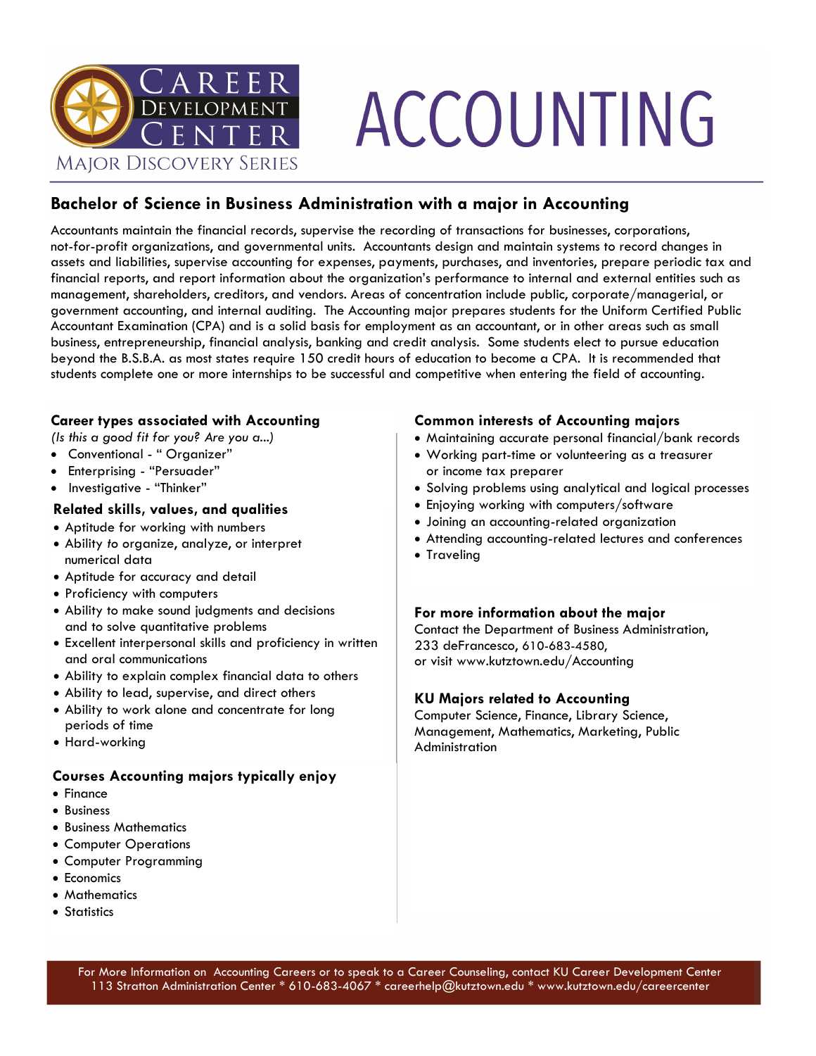Career Development Center

Major Discovery Series

# ACCOUNTING

## Bachelor of Science in Business Administration with a major in Accounting

Accountants maintain the financial records, supervise the recording of transactions for businesses, corporations, not-for-profit organizations, and governmental units. Accountants design and maintain systems to record changes in assets and liabilities, supervise accounting for expenses, payments, purchases, and inventories, prepare periodic tax and financial reports, and report information about the organization's performance to internal and external entities such as management, shareholders, creditors, and vendors. Areas of concentration include public, corporate/managerial, or government accounting, and internal auditing. The Accounting major prepares students for the Uniform Certified Public Accountant Examination (CPA) and is a solid basis for employment as an accountant, or in other areas such as small business, entrepreneurship, financial analysis, banking and credit analysis. Some students elect to pursue education beyond the B.S.B.A. as most states require 150 credit hours of education to become a CPA. It is recommended that students complete one or more internships to be successful and competitive when entering the field of accounting.

### Career types associated with Accounting

*(Is this a good fit for you? Are you a...)*

- Conventional - " Organizer"
- Enterprising - "Persuader"
- Investigative - "Thinker"

### Related skills, values, and qualities

- Aptitude for working with numbers
- Ability to organize, analyze, or interpret numerical data
- Aptitude for accuracy and detail
- Proficiency with computers
- Ability to make sound judgments and decisions and to solve quantitative problems
- Excellent interpersonal skills and proficiency in written and oral communications
- Ability to explain complex financial data to others
- Ability to lead, supervise, and direct others
- Ability to work alone and concentrate for long periods of time
- Hard-working

### Courses Accounting majors typically enjoy

- Finance
- Business
- Business Mathematics
- Computer Operations
- Computer Programming
- Economics
- Mathematics
- Statistics

### Common interests of Accounting majors

- Maintaining accurate personal financial/bank records
- Working part-time or volunteering as a treasurer or income tax preparer
- Solving problems using analytical and logical processes
- Enjoying working with computers/software
- Joining an accounting-related organization
- Attending accounting-related lectures and conferences
- Traveling

### For more information about the major

Contact the Department of Business Administration, 233 deFrancesco, 610-683-4580, or visit www.kutztown.edu/Accounting

### KU Majors related to Accounting

Computer Science, Finance, Library Science, Management, Mathematics, Marketing, Public Administration

For More Information on Accounting Careers or to speak to a Career Counseling, contact KU Career Development Center
113 Stratton Administration Center * 610-683-4067 * careerhelp@kutztown.edu * www.kutztown.edu/careercenter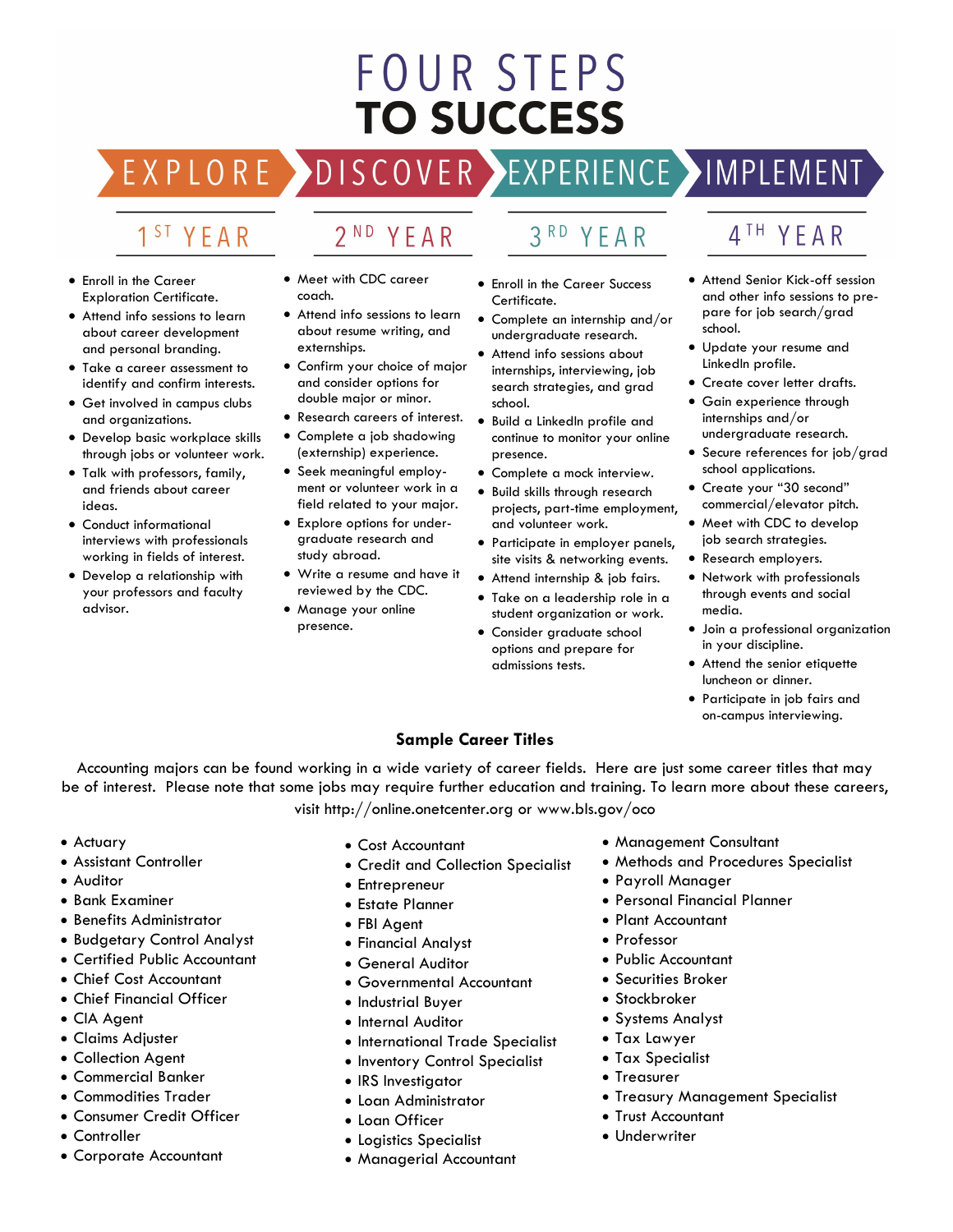# FOUR STEPS TO SUCCESS

**EXPLORE** — **DISCOVER** — **EXPERIENCE** — **IMPLEMENT**

## 1ST YEAR

- Enroll in the Career Exploration Certificate.
- Attend info sessions to learn about career development and personal branding.
- Take a career assessment to identify and confirm interests.
- Get involved in campus clubs and organizations.
- Develop basic workplace skills through jobs or volunteer work.
- Talk with professors, family, and friends about career ideas.
- Conduct informational interviews with professionals working in fields of interest.
- Develop a relationship with your professors and faculty advisor.

## 2ND YEAR

- Meet with CDC career coach.
- Attend info sessions to learn about resume writing, and externships.
- Confirm your choice of major and consider options for double major or minor.
- Research careers of interest.
- Complete a job shadowing (externship) experience.
- Seek meaningful employment or volunteer work in a field related to your major.
- Explore options for undergraduate research and study abroad.
- Write a resume and have it reviewed by the CDC.
- Manage your online presence.

## 3RD YEAR

- Enroll in the Career Success Certificate.
- Complete an internship and/or undergraduate research.
- Attend info sessions about internships, interviewing, job search strategies, and grad school.
- Build a LinkedIn profile and continue to monitor your online presence.
- Complete a mock interview.
- Build skills through research projects, part-time employment, and volunteer work.
- Participate in employer panels, site visits & networking events.
- Attend internship & job fairs.
- Take on a leadership role in a student organization or work.
- Consider graduate school options and prepare for admissions tests.

## 4TH YEAR

- Attend Senior Kick-off session and other info sessions to prepare for job search/grad school.
- Update your resume and LinkedIn profile.
- Create cover letter drafts.
- Gain experience through internships and/or undergraduate research.
- Secure references for job/grad school applications.
- Create your "30 second" commercial/elevator pitch.
- Meet with CDC to develop job search strategies.
- Research employers.
- Network with professionals through events and social media.
- Join a professional organization in your discipline.
- Attend the senior etiquette luncheon or dinner.
- Participate in job fairs and on-campus interviewing.

## Sample Career Titles

Accounting majors can be found working in a wide variety of career fields. Here are just some career titles that may be of interest. Please note that some jobs may require further education and training. To learn more about these careers, visit http://online.onetcenter.org or www.bls.gov/oco

- Actuary
- Assistant Controller
- Auditor
- Bank Examiner
- Benefits Administrator
- Budgetary Control Analyst
- Certified Public Accountant
- Chief Cost Accountant
- Chief Financial Officer
- CIA Agent
- Claims Adjuster
- Collection Agent
- Commercial Banker
- Commodities Trader
- Consumer Credit Officer
- Controller
- Corporate Accountant
- Cost Accountant
- Credit and Collection Specialist
- Entrepreneur
- Estate Planner
- FBI Agent
- Financial Analyst
- General Auditor
- Governmental Accountant
- Industrial Buyer
- Internal Auditor
- International Trade Specialist
- Inventory Control Specialist
- IRS Investigator
- Loan Administrator
- Loan Officer
- Logistics Specialist
- Managerial Accountant
- Management Consultant
- Methods and Procedures Specialist
- Payroll Manager
- Personal Financial Planner
- Plant Accountant
- Professor
- Public Accountant
- Securities Broker
- Stockbroker
- Systems Analyst
- Tax Lawyer
- Tax Specialist
- Treasurer
- Treasury Management Specialist
- Trust Accountant
- Underwriter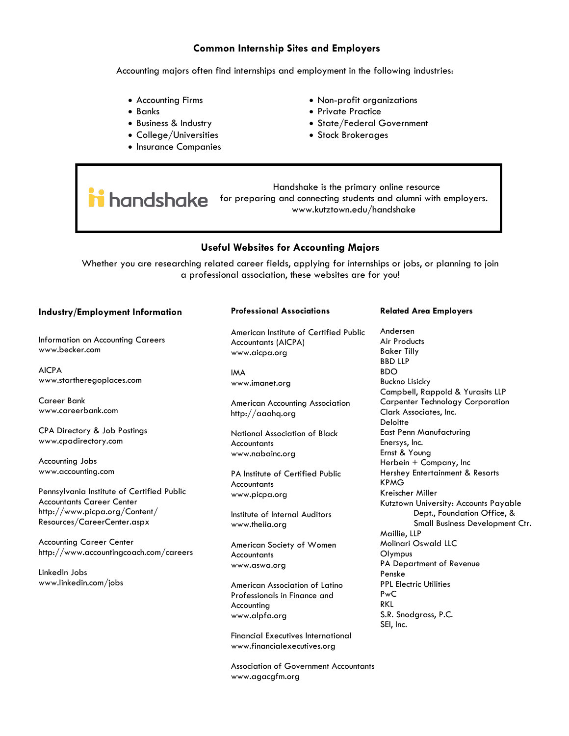## Common Internship Sites and Employers

Accounting majors often find internships and employment in the following industries:

- Accounting Firms
- Banks
- Business & Industry
- College/Universities
- Insurance Companies
- Non-profit organizations
- Private Practice
- State/Federal Government
- Stock Brokerages

handshake

Handshake is the primary online resource for preparing and connecting students and alumni with employers.
www.kutztown.edu/handshake

## Useful Websites for Accounting Majors

Whether you are researching related career fields, applying for internships or jobs, or planning to join a professional association, these websites are for you!

### Industry/Employment Information

Information on Accounting Careers
www.becker.com

AICPA
www.startheregoplaces.com

Career Bank
www.careerbank.com

CPA Directory & Job Postings
www.cpadirectory.com

Accounting Jobs
www.accounting.com

Pennsylvania Institute of Certified Public Accountants Career Center
http://www.picpa.org/Content/Resources/CareerCenter.aspx

Accounting Career Center
http://www.accountingcoach.com/careers

LinkedIn Jobs
www.linkedin.com/jobs

### Professional Associations

American Institute of Certified Public Accountants (AICPA)
www.aicpa.org

IMA
www.imanet.org

American Accounting Association
http://aaahq.org

National Association of Black Accountants
www.nabainc.org

PA Institute of Certified Public Accountants
www.picpa.org

Institute of Internal Auditors
www.theiia.org

American Society of Women Accountants
www.aswa.org

American Association of Latino Professionals in Finance and Accounting
www.alpfa.org

Financial Executives International
www.financialexecutives.org

Association of Government Accountants
www.agacgfm.org

### Related Area Employers

Andersen
Air Products
Baker Tilly
BBD LLP
BDO
Buckno Lisicky
Campbell, Rappold & Yurasits LLP
Carpenter Technology Corporation
Clark Associates, Inc.
Deloitte
East Penn Manufacturing
Enersys, Inc.
Ernst & Young
Herbein + Company, Inc
Hershey Entertainment & Resorts
KPMG
Kreischer Miller
Kutztown University: Accounts Payable Dept., Foundation Office, & Small Business Development Ctr.
Maillie, LLP
Molinari Oswald LLC
Olympus
PA Department of Revenue
Penske
PPL Electric Utilities
PwC
RKL
S.R. Snodgrass, P.C.
SEI, Inc.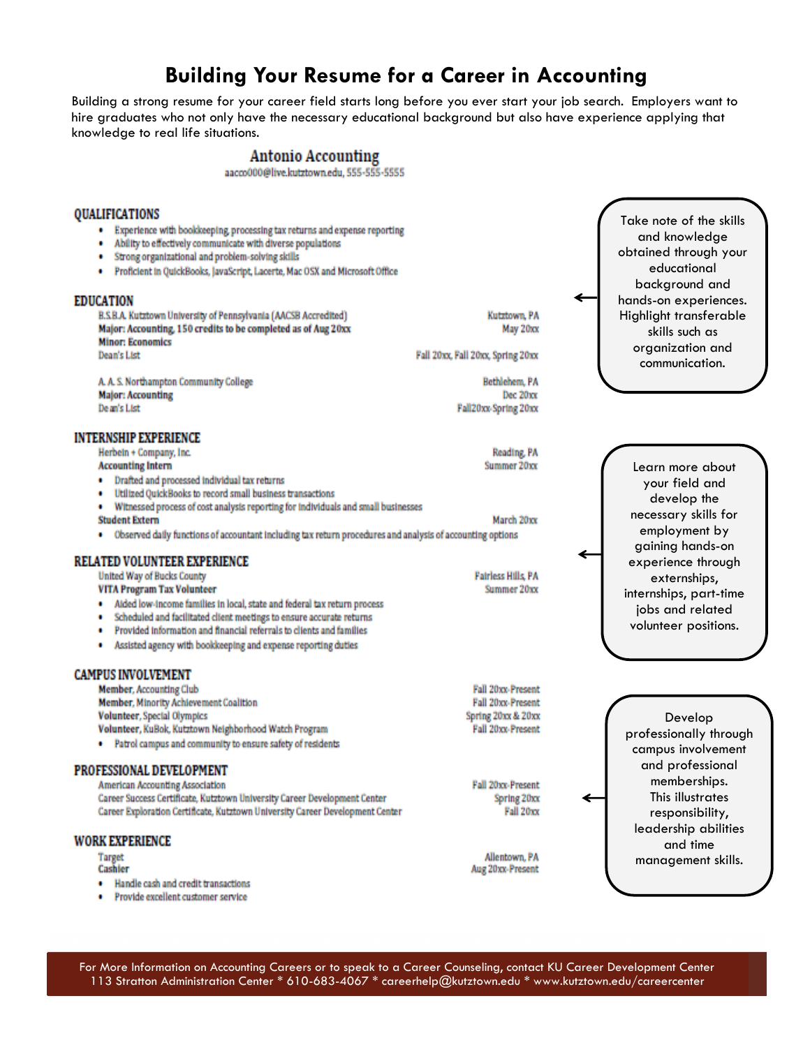# Building Your Resume for a Career in Accounting

Building a strong resume for your career field starts long before you ever start your job search. Employers want to hire graduates who not only have the necessary educational background but also have experience applying that knowledge to real life situations.

## Antonio Accounting

aacco000@live.kutztown.edu, 555-555-5555

### QUALIFICATIONS

- Experience with bookkeeping, processing tax returns and expense reporting
- Ability to effectively communicate with diverse populations
- Strong organizational and problem-solving skills
- Proficient in QuickBooks, JavaScript, Lacerte, Mac OSX and Microsoft Office

### EDUCATION

B.S.B.A. Kutztown University of Pennsylvania (AACSB Accredited) — Kutztown, PA
**Major: Accounting, 150 credits to be completed as of Aug 20xx** — May 20xx
**Minor: Economics**
Dean's List — Fall 20xx, Fall 20xx, Spring 20xx

A. A. S. Northampton Community College — Bethlehem, PA
**Major: Accounting** — Dec 20xx
Dean's List — Fall20xx-Spring 20xx

### INTERNSHIP EXPERIENCE

Herbein + Company, Inc. — Reading, PA
**Accounting Intern** — Summer 20xx

- Drafted and processed individual tax returns
- Utilized QuickBooks to record small business transactions
- Witnessed process of cost analysis reporting for individuals and small businesses

**Student Extern** — March 20xx

- Observed daily functions of accountant including tax return procedures and analysis of accounting options

### RELATED VOLUNTEER EXPERIENCE

United Way of Bucks County — Fairless Hills, PA
**VITA Program Tax Volunteer** — Summer 20xx

- Aided low-income families in local, state and federal tax return process
- Scheduled and facilitated client meetings to ensure accurate returns
- Provided information and financial referrals to clients and families
- Assisted agency with bookkeeping and expense reporting duties

### CAMPUS INVOLVEMENT

**Member**, Accounting Club — Fall 20xx-Present
**Member**, Minority Achievement Coalition — Fall 20xx-Present
**Volunteer**, Special Olympics — Spring 20xx & 20xx
**Volunteer**, KuBok, Kutztown Neighborhood Watch Program — Fall 20xx-Present

- Patrol campus and community to ensure safety of residents

### PROFESSIONAL DEVELOPMENT

American Accounting Association — Fall 20xx-Present
Career Success Certificate, Kutztown University Career Development Center — Spring 20xx
Career Exploration Certificate, Kutztown University Career Development Center — Fall 20xx

### WORK EXPERIENCE

Target — Allentown, PA
**Cashier** — Aug 20xx-Present

- Handle cash and credit transactions
- Provide excellent customer service

---

Take note of the skills and knowledge obtained through your educational background and hands-on experiences. Highlight transferable skills such as organization and communication.

Learn more about your field and develop the necessary skills for employment by gaining hands-on experience through externships, internships, part-time jobs and related volunteer positions.

Develop professionally through campus involvement and professional memberships. This illustrates responsibility, leadership abilities and time management skills.

---

For More Information on Accounting Careers or to speak to a Career Counseling, contact KU Career Development Center
113 Stratton Administration Center * 610-683-4067 * careerhelp@kutztown.edu * www.kutztown.edu/careercenter